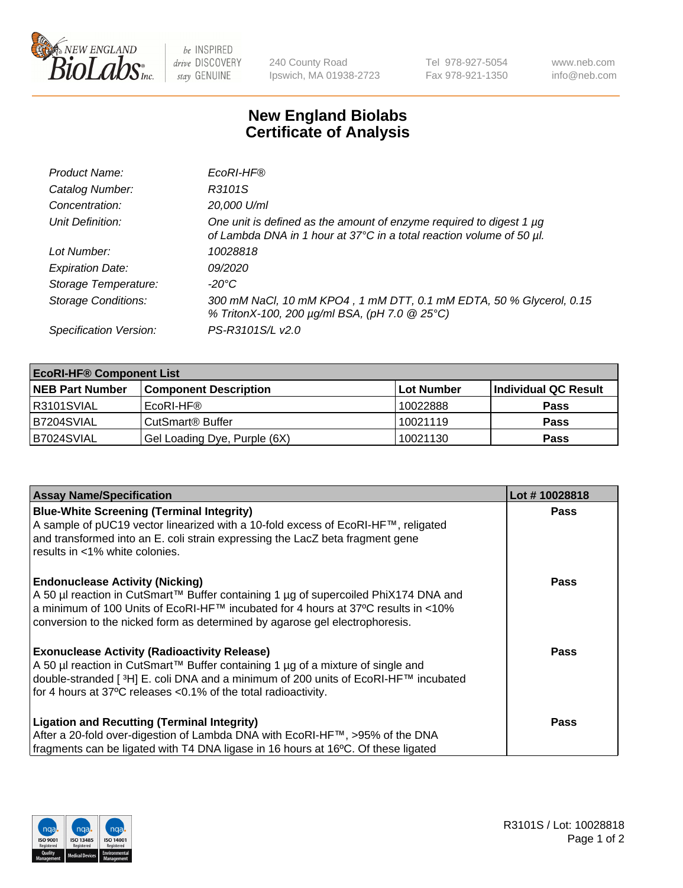240 County Road
Ipswich, MA 01938-2723

Tel 978-927-5054
Fax 978-921-1350

www.neb.com
info@neb.com

# New England Biolabs
# Certificate of Analysis

| | |
|---|---|
| *Product Name:* | *EcoRI-HF®* |
| *Catalog Number:* | *R3101S* |
| *Concentration:* | *20,000 U/ml* |
| *Unit Definition:* | *One unit is defined as the amount of enzyme required to digest 1 µg of Lambda DNA in 1 hour at 37°C in a total reaction volume of 50 µl.* |
| *Lot Number:* | *10028818* |
| *Expiration Date:* | *09/2020* |
| *Storage Temperature:* | *-20°C* |
| *Storage Conditions:* | *300 mM NaCl, 10 mM KPO4 , 1 mM DTT, 0.1 mM EDTA, 50 % Glycerol, 0.15 % TritonX-100, 200 µg/ml BSA, (pH 7.0 @ 25°C)* |
| *Specification Version:* | *PS-R3101S/L v2.0* |

| **EcoRI-HF® Component List** | | | |
|---|---|---|---|
| **NEB Part Number** | **Component Description** | **Lot Number** | **Individual QC Result** |
| R3101SVIAL | EcoRI-HF® | 10022888 | **Pass** |
| B7204SVIAL | CutSmart® Buffer | 10021119 | **Pass** |
| B7024SVIAL | Gel Loading Dye, Purple (6X) | 10021130 | **Pass** |

| **Assay Name/Specification** | **Lot # 10028818** |
|---|---|
| **Blue-White Screening (Terminal Integrity)** A sample of pUC19 vector linearized with a 10-fold excess of EcoRI-HF™, religated and transformed into an E. coli strain expressing the LacZ beta fragment gene results in <1% white colonies. | **Pass** |
| **Endonuclease Activity (Nicking)** A 50 µl reaction in CutSmart™ Buffer containing 1 µg of supercoiled PhiX174 DNA and a minimum of 100 Units of EcoRI-HF™ incubated for 4 hours at 37ºC results in <10% conversion to the nicked form as determined by agarose gel electrophoresis. | **Pass** |
| **Exonuclease Activity (Radioactivity Release)** A 50 µl reaction in CutSmart™ Buffer containing 1 µg of a mixture of single and double-stranded [ $^3$H] E. coli DNA and a minimum of 200 units of EcoRI-HF™ incubated for 4 hours at 37ºC releases <0.1% of the total radioactivity. | **Pass** |
| **Ligation and Recutting (Terminal Integrity)** After a 20-fold over-digestion of Lambda DNA with EcoRI-HF™, >95% of the DNA fragments can be ligated with T4 DNA ligase in 16 hours at 16ºC. Of these ligated | **Pass** |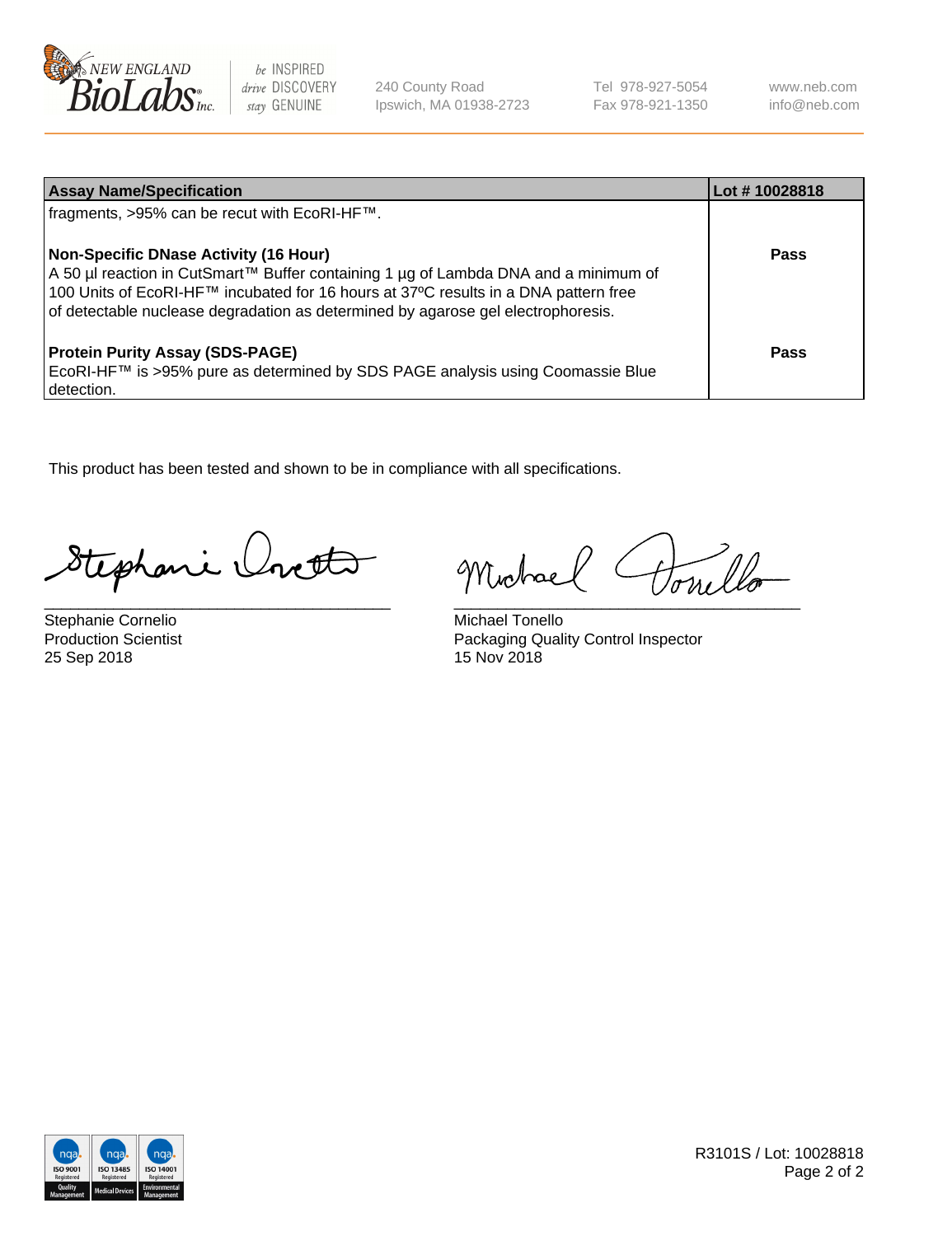| Assay Name/Specification | Lot # 10028818 |
| --- | --- |
| fragments, >95% can be recut with EcoRI-HF™. | |
| **Non-Specific DNase Activity (16 Hour)**<br>A 50 µl reaction in CutSmart™ Buffer containing 1 µg of Lambda DNA and a minimum of 100 Units of EcoRI-HF™ incubated for 16 hours at 37ºC results in a DNA pattern free of detectable nuclease degradation as determined by agarose gel electrophoresis. | **Pass** |
| **Protein Purity Assay (SDS-PAGE)**<br>EcoRI-HF™ is >95% pure as determined by SDS PAGE analysis using Coomassie Blue detection. | **Pass** |

This product has been tested and shown to be in compliance with all specifications.

Stephanie Cornelio
Production Scientist
25 Sep 2018

Michael Tonello
Packaging Quality Control Inspector
15 Nov 2018

R3101S / Lot: 10028818